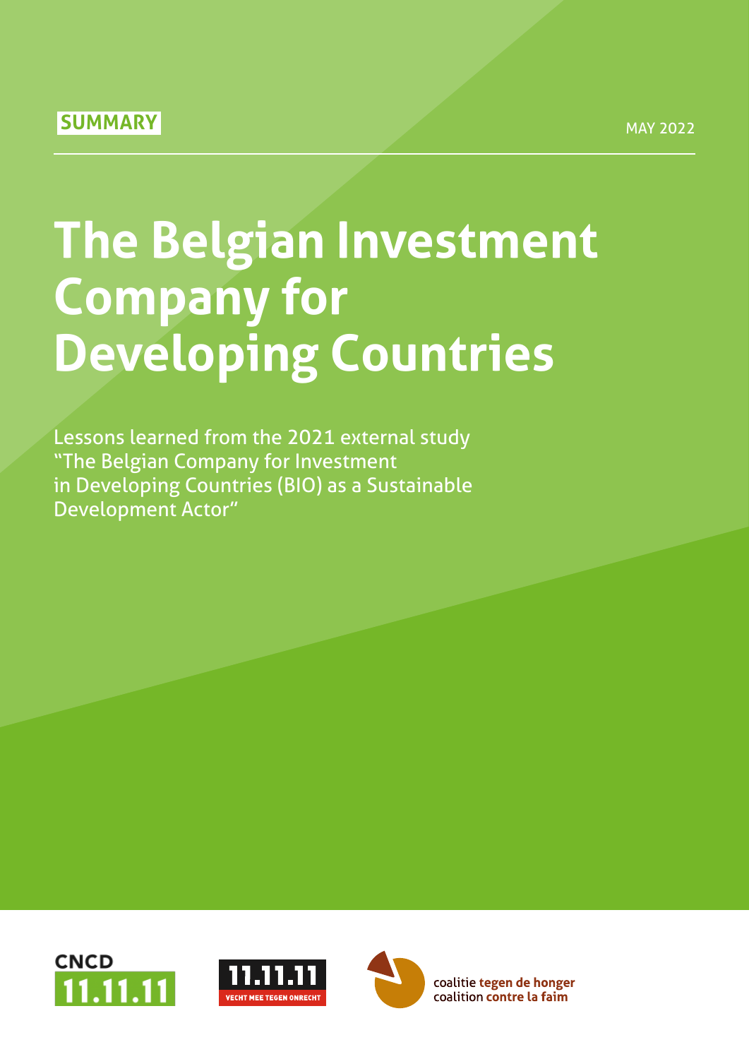SUMMARY

MAY 2022

# The Belgian Investment Company for Developing Countries

Lessons learned from the 2021 external study "The Belgian Company for Investment in Developing Countries (BIO) as a Sustainable Development Actor"

CNCD 11.11.11

11.11.11 VECHT MEE TEGEN ONRECHT

coalitie tegen de honger
coalition contre la faim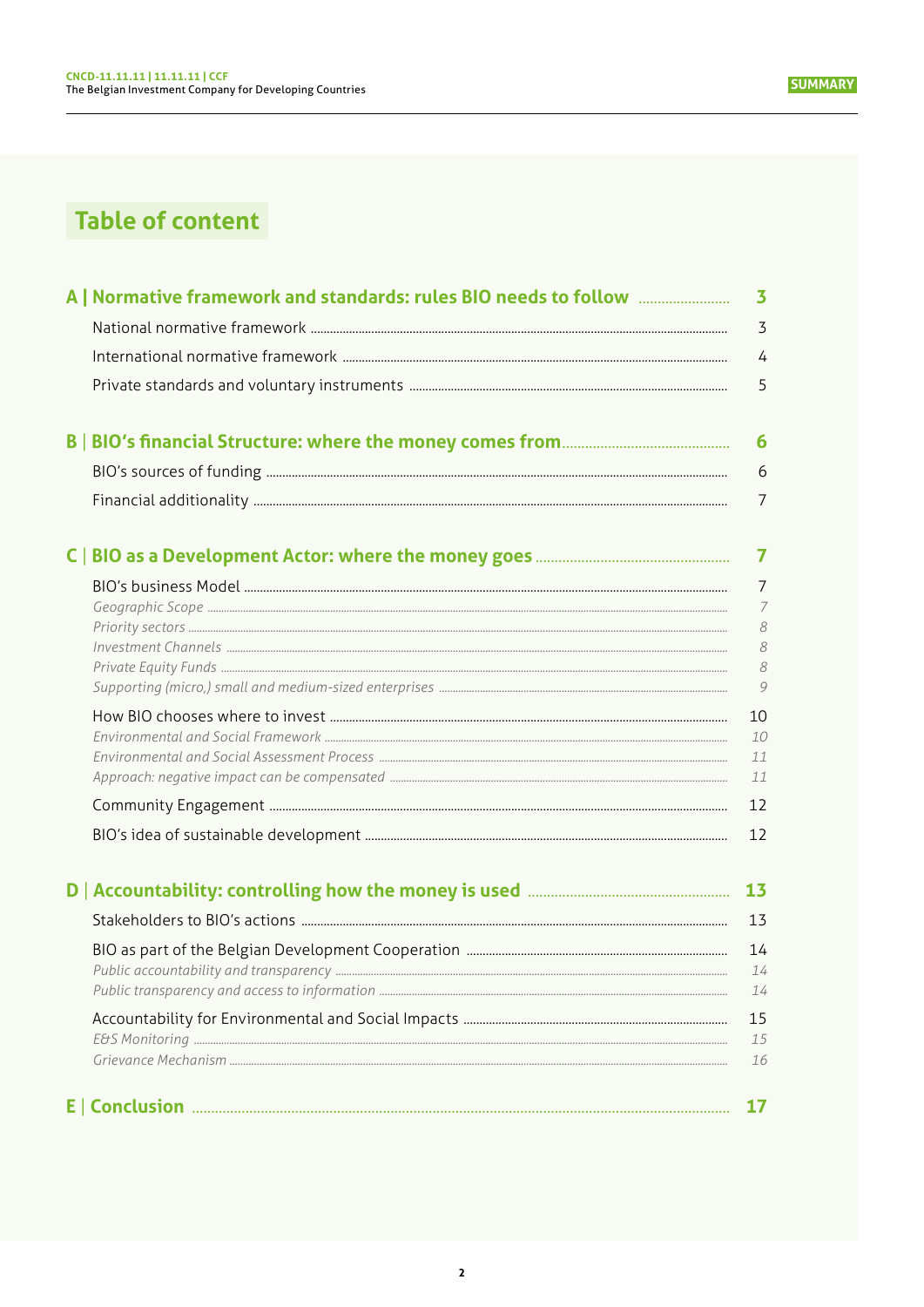# Table of content

**A | Normative framework and standards: rules BIO needs to follow** ........ **3**

- National normative framework ........ 3
- International normative framework ........ 4
- Private standards and voluntary instruments ........ 5

**B | BIO's financial Structure: where the money comes from** ........ **6**

- BIO's sources of funding ........ 6
- Financial additionality ........ 7

**C | BIO as a Development Actor: where the money goes** ........ **7**

- BIO's business Model ........ 7
  - *Geographic Scope* ........ *7*
  - *Priority sectors* ........ *8*
  - *Investment Channels* ........ *8*
  - *Private Equity Funds* ........ *8*
  - *Supporting (micro,) small and medium-sized enterprises* ........ *9*
- How BIO chooses where to invest ........ 10
  - *Environmental and Social Framework* ........ *10*
  - *Environmental and Social Assessment Process* ........ *11*
  - *Approach: negative impact can be compensated* ........ *11*
- Community Engagement ........ 12
- BIO's idea of sustainable development ........ 12

**D | Accountability: controlling how the money is used** ........ **13**

- Stakeholders to BIO's actions ........ 13
- BIO as part of the Belgian Development Cooperation ........ 14
  - *Public accountability and transparency* ........ *14*
  - *Public transparency and access to information* ........ *14*
- Accountability for Environmental and Social Impacts ........ 15
  - *E&S Monitoring* ........ *15*
  - *Grievance Mechanism* ........ *16*

**E | Conclusion** ........ **17**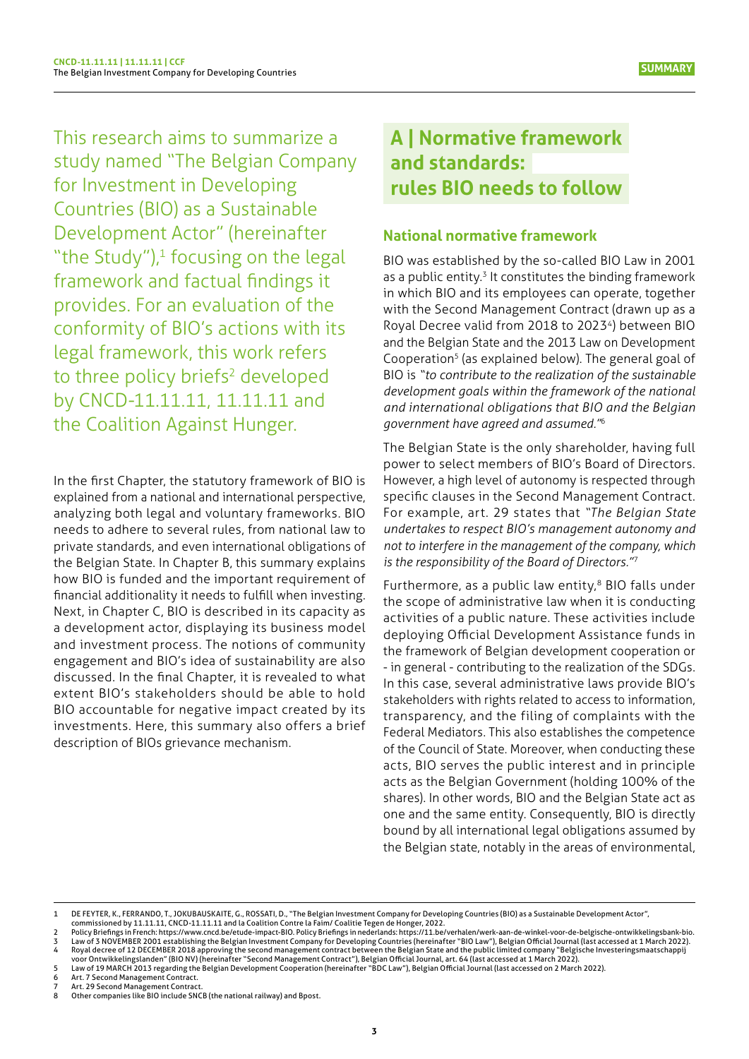This research aims to summarize a study named "The Belgian Company for Investment in Developing Countries (BIO) as a Sustainable Development Actor" (hereinafter "the Study"),[1] focusing on the legal framework and factual findings it provides. For an evaluation of the conformity of BIO's actions with its legal framework, this work refers to three policy briefs[2] developed by CNCD-11.11.11, 11.11.11 and the Coalition Against Hunger.

In the first Chapter, the statutory framework of BIO is explained from a national and international perspective, analyzing both legal and voluntary frameworks. BIO needs to adhere to several rules, from national law to private standards, and even international obligations of the Belgian State. In Chapter B, this summary explains how BIO is funded and the important requirement of financial additionality it needs to fulfill when investing. Next, in Chapter C, BIO is described in its capacity as a development actor, displaying its business model and investment process. The notions of community engagement and BIO's idea of sustainability are also discussed. In the final Chapter, it is revealed to what extent BIO's stakeholders should be able to hold BIO accountable for negative impact created by its investments. Here, this summary also offers a brief description of BIOs grievance mechanism.

# A | Normative framework and standards: rules BIO needs to follow

## National normative framework

BIO was established by the so-called BIO Law in 2001 as a public entity.[3] It constitutes the binding framework in which BIO and its employees can operate, together with the Second Management Contract (drawn up as a Royal Decree valid from 2018 to 2023[4]) between BIO and the Belgian State and the 2013 Law on Development Cooperation[5] (as explained below). The general goal of BIO is *"to contribute to the realization of the sustainable development goals within the framework of the national and international obligations that BIO and the Belgian government have agreed and assumed."*[6]

The Belgian State is the only shareholder, having full power to select members of BIO's Board of Directors. However, a high level of autonomy is respected through specific clauses in the Second Management Contract. For example, art. 29 states that *"The Belgian State undertakes to respect BIO's management autonomy and not to interfere in the management of the company, which is the responsibility of the Board of Directors."*[7]

Furthermore, as a public law entity,[8] BIO falls under the scope of administrative law when it is conducting activities of a public nature. These activities include deploying Official Development Assistance funds in the framework of Belgian development cooperation or - in general - contributing to the realization of the SDGs. In this case, several administrative laws provide BIO's stakeholders with rights related to access to information, transparency, and the filing of complaints with the Federal Mediators. This also establishes the competence of the Council of State. Moreover, when conducting these acts, BIO serves the public interest and in principle acts as the Belgian Government (holding 100% of the shares). In other words, BIO and the Belgian State act as one and the same entity. Consequently, BIO is directly bound by all international legal obligations assumed by the Belgian state, notably in the areas of environmental,

---

1 DE FEYTER, K., FERRANDO, T., JOKUBAUSKAITE, G., ROSSATI, D., "The Belgian Investment Company for Developing Countries (BIO) as a Sustainable Development Actor", commissioned by 11.11.11, CNCD-11.11.11 and la Coalition Contre la Faim/ Coalitie Tegen de Honger, 2022.

2 Policy Briefings in French: https://www.cncd.be/etude-impact-BIO. Policy Briefings in nederlands: https://11.be/verhalen/werk-aan-de-winkel-voor-de-belgische-ontwikkelingsbank-bio.

3 Law of 3 NOVEMBER 2001 establishing the Belgian Investment Company for Developing Countries (hereinafter "BIO Law"), Belgian Official Journal (last accessed at 1 March 2022).

4 Royal decree of 12 DECEMBER 2018 approving the second management contract between the Belgian State and the public limited company "Belgische Investeringsmaatschappij voor Ontwikkelingslanden" (BIO NV) (hereinafter "Second Management Contract"), Belgian Official Journal, art. 64 (last accessed at 1 March 2022).

5 Law of 19 MARCH 2013 regarding the Belgian Development Cooperation (hereinafter "BDC Law"), Belgian Official Journal (last accessed on 2 March 2022).

6 Art. 7 Second Management Contract.

7 Art. 29 Second Management Contract.

8 Other companies like BIO include SNCB (the national railway) and Bpost.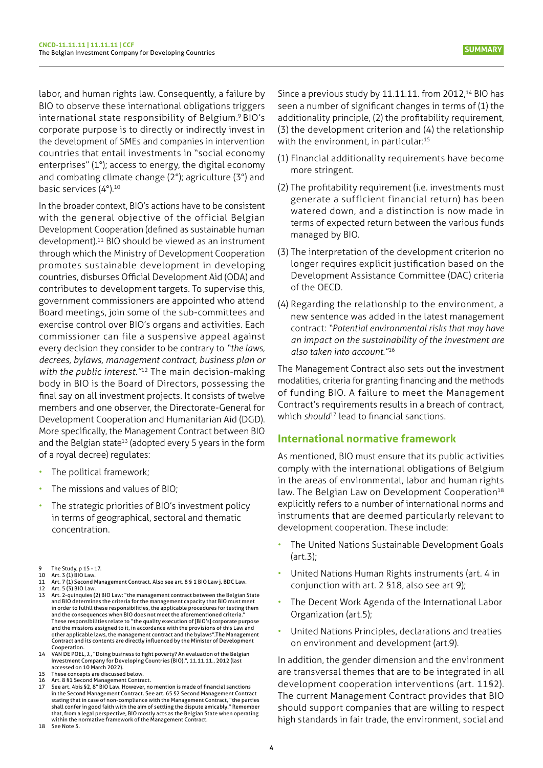labor, and human rights law. Consequently, a failure by BIO to observe these international obligations triggers international state responsibility of Belgium.[9] BIO's corporate purpose is to directly or indirectly invest in the development of SMEs and companies in intervention countries that entail investments in "social economy enterprises" (1°); access to energy, the digital economy and combating climate change (2°); agriculture (3°) and basic services (4°).[10]

In the broader context, BIO's actions have to be consistent with the general objective of the official Belgian Development Cooperation (defined as sustainable human development).[11] BIO should be viewed as an instrument through which the Ministry of Development Cooperation promotes sustainable development in developing countries, disburses Official Development Aid (ODA) and contributes to development targets. To supervise this, government commissioners are appointed who attend Board meetings, join some of the sub-committees and exercise control over BIO's organs and activities. Each commissioner can file a suspensive appeal against every decision they consider to be contrary to *"the laws, decrees, bylaws, management contract, business plan or with the public interest."*[12] The main decision-making body in BIO is the Board of Directors, possessing the final say on all investment projects. It consists of twelve members and one observer, the Directorate-General for Development Cooperation and Humanitarian Aid (DGD). More specifically, the Management Contract between BIO and the Belgian state[13] (adopted every 5 years in the form of a royal decree) regulates:

- The political framework;
- The missions and values of BIO;
- The strategic priorities of BIO's investment policy in terms of geographical, sectoral and thematic concentration.

Since a previous study by 11.11.11. from 2012,[14] BIO has seen a number of significant changes in terms of (1) the additionality principle, (2) the profitability requirement, (3) the development criterion and (4) the relationship with the environment, in particular:[15]

(1) Financial additionality requirements have become more stringent.

(2) The profitability requirement (i.e. investments must generate a sufficient financial return) has been watered down, and a distinction is now made in terms of expected return between the various funds managed by BIO.

(3) The interpretation of the development criterion no longer requires explicit justification based on the Development Assistance Committee (DAC) criteria of the OECD.

(4) Regarding the relationship to the environment, a new sentence was added in the latest management contract: *"Potential environmental risks that may have an impact on the sustainability of the investment are also taken into account."*[16]

The Management Contract also sets out the investment modalities, criteria for granting financing and the methods of funding BIO. A failure to meet the Management Contract's requirements results in a breach of contract, which *should*[17] lead to financial sanctions.

## International normative framework

As mentioned, BIO must ensure that its public activities comply with the international obligations of Belgium in the areas of environmental, labor and human rights law. The Belgian Law on Development Cooperation[18] explicitly refers to a number of international norms and instruments that are deemed particularly relevant to development cooperation. These include:

- The United Nations Sustainable Development Goals (art.3);
- United Nations Human Rights instruments (art. 4 in conjunction with art. 2 §18, also see art 9);
- The Decent Work Agenda of the International Labor Organization (art.5);
- United Nations Principles, declarations and treaties on environment and development (art.9).

In addition, the gender dimension and the environment are transversal themes that are to be integrated in all development cooperation interventions (art. 11§2). The current Management Contract provides that BIO should support companies that are willing to respect high standards in fair trade, the environment, social and

---

9 The Study, p 15 - 17.
10 Art. 3 (1) BIO Law.
11 Art. 7 (1) Second Management Contract. Also see art. 8 § 1 BIO Law j. BDC Law.
12 Art. 5 (3) BIO Law.
13 Art. 2-quinquies (2) BIO Law: "the management contract between the Belgian State and BIO determines the criteria for the management capacity that BIO must meet in order to fulfill these responsibilities, the applicable procedures for testing them and the consequences when BIO does not meet the aforementioned criteria." These responsibilities relate to "the quality execution of [BIO's] corporate purpose and the missions assigned to it, in accordance with the provisions of this Law and other applicable laws, the management contract and the bylaws".The Management Contract and its contents are directly influenced by the Minister of Development Cooperation.
14 VAN DE POEL, J., "Doing business to fight poverty? An evaluation of the Belgian Investment Company for Developing Countries (BIO).", 11.11.11., 2012 (last accessed on 10 March 2022).
15 These concepts are discussed below.
16 Art. 8 §1 Second Management Contract.
17 See art. 4bis §2, 8° BIO Law. However, no mention is made of financial sanctions in the Second Management Contract. See art. 65 §2 Second Management Contract stating that in case of non-compliance with the Management Contract, "the parties shall confer in good faith with the aim of settling the dispute amicably." Remember that, from a legal perspective, BIO mostly acts as the Belgian State when operating within the normative framework of the Management Contract.
18 See Note 5.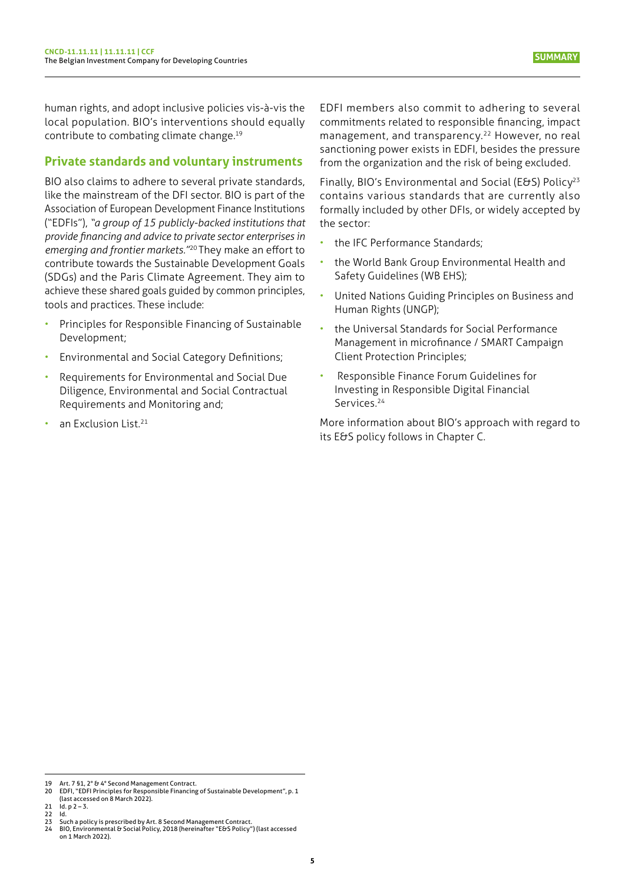human rights, and adopt inclusive policies vis-à-vis the local population. BIO's interventions should equally contribute to combating climate change.[19]

## Private standards and voluntary instruments

BIO also claims to adhere to several private standards, like the mainstream of the DFI sector. BIO is part of the Association of European Development Finance Institutions ("EDFIs"), *"a group of 15 publicly-backed institutions that provide financing and advice to private sector enterprises in emerging and frontier markets."*[20] They make an effort to contribute towards the Sustainable Development Goals (SDGs) and the Paris Climate Agreement. They aim to achieve these shared goals guided by common principles, tools and practices. These include:

- Principles for Responsible Financing of Sustainable Development;
- Environmental and Social Category Definitions;
- Requirements for Environmental and Social Due Diligence, Environmental and Social Contractual Requirements and Monitoring and;
- an Exclusion List.[21]

EDFI members also commit to adhering to several commitments related to responsible financing, impact management, and transparency.[22] However, no real sanctioning power exists in EDFI, besides the pressure from the organization and the risk of being excluded.

Finally, BIO's Environmental and Social (E&S) Policy[23] contains various standards that are currently also formally included by other DFIs, or widely accepted by the sector:

- the IFC Performance Standards;
- the World Bank Group Environmental Health and Safety Guidelines (WB EHS);
- United Nations Guiding Principles on Business and Human Rights (UNGP);
- the Universal Standards for Social Performance Management in microfinance / SMART Campaign Client Protection Principles;
- Responsible Finance Forum Guidelines for Investing in Responsible Digital Financial Services.[24]

More information about BIO's approach with regard to its E&S policy follows in Chapter C.

---

19 Art. 7 §1, 2° & 4° Second Management Contract.
20 EDFI, "EDFI Principles for Responsible Financing of Sustainable Development", p. 1 (last accessed on 8 March 2022).
21 Id. p 2 – 3.
22 Id.
23 Such a policy is prescribed by Art. 8 Second Management Contract.
24 BIO, Environmental & Social Policy, 2018 (hereinafter "E&S Policy") (last accessed on 1 March 2022).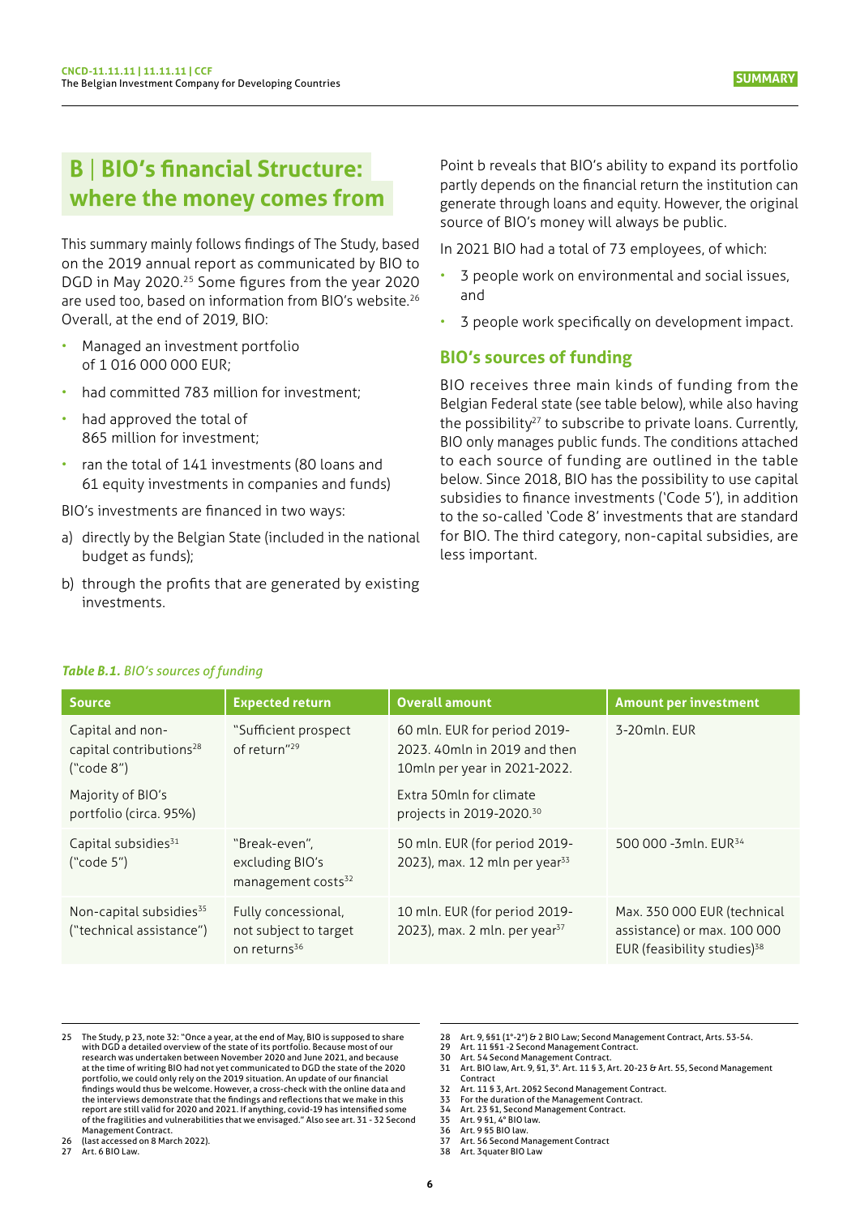## B | BIO's financial Structure: where the money comes from

This summary mainly follows findings of The Study, based on the 2019 annual report as communicated by BIO to DGD in May 2020.[25] Some figures from the year 2020 are used too, based on information from BIO's website.[26] Overall, at the end of 2019, BIO:

- Managed an investment portfolio of 1 016 000 000 EUR;
- had committed 783 million for investment;
- had approved the total of 865 million for investment;
- ran the total of 141 investments (80 loans and 61 equity investments in companies and funds)

BIO's investments are financed in two ways:

a) directly by the Belgian State (included in the national budget as funds);

b) through the profits that are generated by existing investments.

Point b reveals that BIO's ability to expand its portfolio partly depends on the financial return the institution can generate through loans and equity. However, the original source of BIO's money will always be public.

In 2021 BIO had a total of 73 employees, of which:

- 3 people work on environmental and social issues, and
- 3 people work specifically on development impact.

### BIO's sources of funding

BIO receives three main kinds of funding from the Belgian Federal state (see table below), while also having the possibility[27] to subscribe to private loans. Currently, BIO only manages public funds. The conditions attached to each source of funding are outlined in the table below. Since 2018, BIO has the possibility to use capital subsidies to finance investments ('Code 5'), in addition to the so-called 'Code 8' investments that are standard for BIO. The third category, non-capital subsidies, are less important.

***Table B.1.*** *BIO's sources of funding*

| Source | Expected return | Overall amount | Amount per investment |
|---|---|---|---|
| Capital and non-capital contributions[28] ("code 8")<br><br>Majority of BIO's portfolio (circa. 95%) | "Sufficient prospect of return"[29] | 60 mln. EUR for period 2019-2023. 40mln in 2019 and then 10mln per year in 2021-2022.<br><br>Extra 50mln for climate projects in 2019-2020.[30] | 3-20mln. EUR |
| Capital subsidies[31] ("code 5") | "Break-even", excluding BIO's management costs[32] | 50 mln. EUR (for period 2019-2023), max. 12 mln per year[33] | 500 000 -3mln. EUR[34] |
| Non-capital subsidies[35] ("technical assistance") | Fully concessional, not subject to target on returns[36] | 10 mln. EUR (for period 2019-2023), max. 2 mln. per year[37] | Max. 350 000 EUR (technical assistance) or max. 100 000 EUR (feasibility studies)[38] |

25 The Study, p 23, note 32: "Once a year, at the end of May, BIO is supposed to share with DGD a detailed overview of the state of its portfolio. Because most of our research was undertaken between November 2020 and June 2021, and because at the time of writing BIO had not yet communicated to DGD the state of the 2020 portfolio, we could only rely on the 2019 situation. An update of our financial findings would thus be welcome. However, a cross-check with the online data and the interviews demonstrate that the findings and reflections that we make in this report are still valid for 2020 and 2021. If anything, covid-19 has intensified some of the fragilities and vulnerabilities that we envisaged." Also see art. 31 - 32 Second Management Contract.

26 (last accessed on 8 March 2022).

27 Art. 6 BIO Law.

28 Art. 9, §§1 (1°-2°) & 2 BIO Law; Second Management Contract, Arts. 53-54.

29 Art. 11 §§1 -2 Second Management Contract.

30 Art. 54 Second Management Contract.

31 Art. BIO law, Art. 9, §1, 3°. Art. 11 § 3, Art. 20-23 & Art. 55, Second Management Contract

32 Art. 11 § 3, Art. 20§2 Second Management Contract.

33 For the duration of the Management Contract.

34 Art. 23 §1, Second Management Contract.

35 Art. 9 §1, 4° BIO law.

36 Art. 9 §5 BIO law.

37 Art. 56 Second Management Contract

38 Art. 3quater BIO Law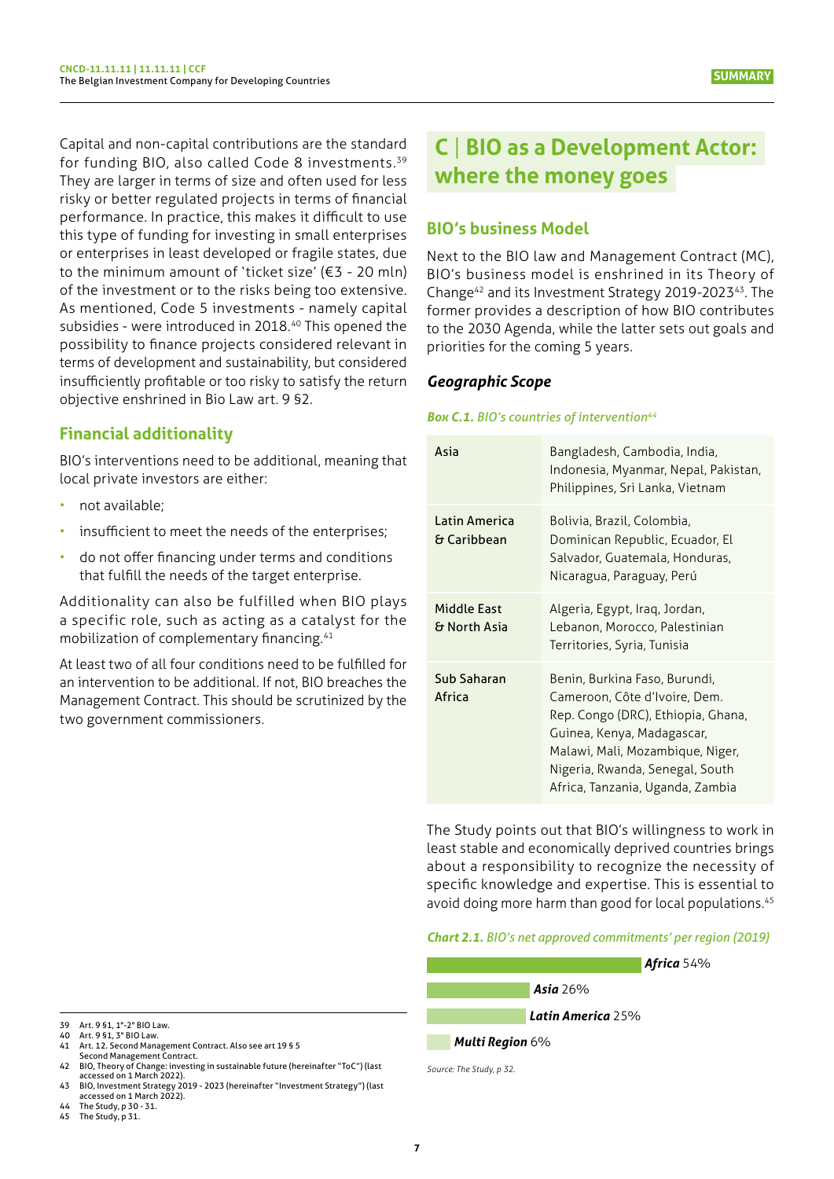Capital and non-capital contributions are the standard for funding BIO, also called Code 8 investments.[39] They are larger in terms of size and often used for less risky or better regulated projects in terms of financial performance. In practice, this makes it difficult to use this type of funding for investing in small enterprises or enterprises in least developed or fragile states, due to the minimum amount of 'ticket size' (€3 - 20 mln) of the investment or to the risks being too extensive. As mentioned, Code 5 investments - namely capital subsidies - were introduced in 2018.[40] This opened the possibility to finance projects considered relevant in terms of development and sustainability, but considered insufficiently profitable or too risky to satisfy the return objective enshrined in Bio Law art. 9 §2.

## Financial additionality

BIO's interventions need to be additional, meaning that local private investors are either:

- not available;
- insufficient to meet the needs of the enterprises;
- do not offer financing under terms and conditions that fulfill the needs of the target enterprise.

Additionality can also be fulfilled when BIO plays a specific role, such as acting as a catalyst for the mobilization of complementary financing.[41]

At least two of all four conditions need to be fulfilled for an intervention to be additional. If not, BIO breaches the Management Contract. This should be scrutinized by the two government commissioners.

# C | BIO as a Development Actor: where the money goes

## BIO's business Model

Next to the BIO law and Management Contract (MC), BIO's business model is enshrined in its Theory of Change[42] and its Investment Strategy 2019-2023[43]. The former provides a description of how BIO contributes to the 2030 Agenda, while the latter sets out goals and priorities for the coming 5 years.

### *Geographic Scope*

***Box C.1.*** *BIO's countries of intervention*[44]

| | |
|---|---|
| Asia | Bangladesh, Cambodia, India, Indonesia, Myanmar, Nepal, Pakistan, Philippines, Sri Lanka, Vietnam |
| Latin America & Caribbean | Bolivia, Brazil, Colombia, Dominican Republic, Ecuador, El Salvador, Guatemala, Honduras, Nicaragua, Paraguay, Perú |
| Middle East & North Asia | Algeria, Egypt, Iraq, Jordan, Lebanon, Morocco, Palestinian Territories, Syria, Tunisia |
| Sub Saharan Africa | Benin, Burkina Faso, Burundi, Cameroon, Côte d'Ivoire, Dem. Rep. Congo (DRC), Ethiopia, Ghana, Guinea, Kenya, Madagascar, Malawi, Mali, Mozambique, Niger, Nigeria, Rwanda, Senegal, South Africa, Tanzania, Uganda, Zambia |

The Study points out that BIO's willingness to work in least stable and economically deprived countries brings about a responsibility to recognize the necessity of specific knowledge and expertise. This is essential to avoid doing more harm than good for local populations.[45]

***Chart 2.1.*** *BIO's net approved commitments' per region (2019)*

| Region | Share |
|---|---|
| Africa | 54% |
| Asia | 26% |
| Latin America | 25% |
| Multi Region | 6% |

*Source: The Study, p 32.*

---

39 Art. 9 §1, 1°-2° BIO Law.
40 Art. 9 §1, 3° BIO Law.
41 Art. 12. Second Management Contract. Also see art 19 § 5 Second Management Contract.
42 BIO, Theory of Change: investing in sustainable future (hereinafter "ToC") (last accessed on 1 March 2022).
43 BIO, Investment Strategy 2019 - 2023 (hereinafter "Investment Strategy") (last accessed on 1 March 2022).
44 The Study, p 30 - 31.
45 The Study, p 31.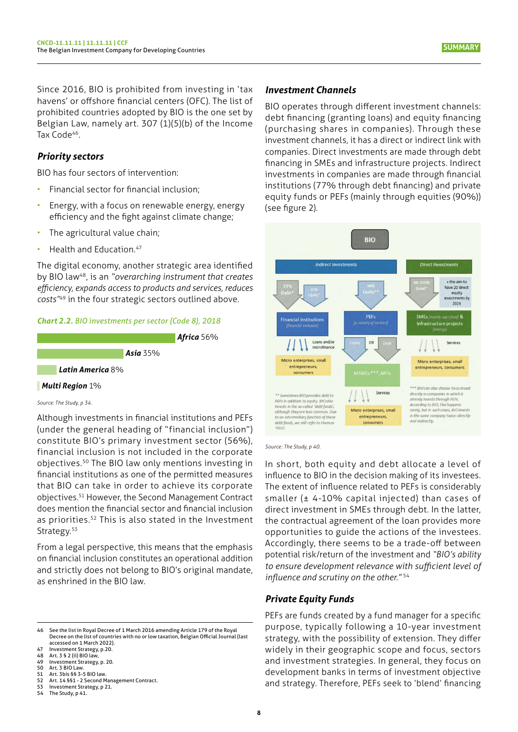Since 2016, BIO is prohibited from investing in 'tax havens' or offshore financial centers (OFC). The list of prohibited countries adopted by BIO is the one set by Belgian Law, namely art. 307 (1)(5)(b) of the Income Tax Code[46].

### *Priority sectors*

BIO has four sectors of intervention:

- Financial sector for financial inclusion;
- Energy, with a focus on renewable energy, energy efficiency and the fight against climate change;
- The agricultural value chain;
- Health and Education.[47]

The digital economy, another strategic area identified by BIO law[48], is an *"overarching instrument that creates efficiency, expands access to products and services, reduces costs"*[49] in the four strategic sectors outlined above.

***Chart 2.2.*** *BIO investments per sector (Code 8), 2018*

| Region | Share |
|---|---|
| ***Africa*** | 56% |
| ***Asia*** | 35% |
| ***Latin America*** | 8% |
| ***Multi Region*** | 1% |

*Source: The Study, p 34.*

Although investments in financial institutions and PEFs (under the general heading of "financial inclusion") constitute BIO's primary investment sector (56%), financial inclusion is not included in the corporate objectives.[50] The BIO law only mentions investing in financial institutions as one of the permitted measures that BIO can take in order to achieve its corporate objectives.[51] However, the Second Management Contract does mention the financial sector and financial inclusion as priorities.[52] This is also stated in the Investment Strategy.[53]

From a legal perspective, this means that the emphasis on financial inclusion constitutes an operational addition and strictly does not belong to BIO's original mandate, as enshrined in the BIO law.

### *Investment Channels*

BIO operates through different investment channels: debt financing (granting loans) and equity financing (purchasing shares in companies). Through these investment channels, it has a direct or indirect link with companies. Direct investments are made through debt financing in SMEs and infrastructure projects. Indirect investments in companies are made through financial institutions (77% through debt financing) and private equity funds or PEFs (mainly through equities (90%)) (see figure 2).

BIO

Indirect Investments | Direct Investments

77% Debt* — 23% Equity* → Financial institutions *[financial inclusion]* → Loans and/or microfinance → Micro enterprises, small entrepreneurs, consumers

90% Equity** → PEFs *[a variety of sectors]* → Equity OR Debt → MSMEs***, MFIs → Services → Micro enterprises, small entrepreneurs, consumers

98-100% Debt* + the aim to have 20 direct equity investments by 2024 → SMEs *[mostly agri-food]* & Infrastructure projects *[energy]* → Services → Micro enterprises, small entrepreneurs, consumers

*\*\* Sometimes BIO provides debt to PEFs in addition to equity. BIO also invests in the so-called 'debt funds', although they are less common. Due to an intermediary function of these debt funds, we still refer to them as 'PEFs'.*

*\*\*\* BIO can also choose to co-invest directly in companies in which it already invests through PEFs. According to BIO, this happens rarely, but in such cases, BIO invests in the same company twice: directly and indirectly.*

*Source: The Study, p 40.*

In short, both equity and debt allocate a level of influence to BIO in the decision making of its investees. The extent of influence related to PEFs is considerably smaller (± 4-10% capital injected) than cases of direct investment in SMEs through debt. In the latter, the contractual agreement of the loan provides more opportunities to guide the actions of the investees. Accordingly, there seems to be a trade-off between potential risk/return of the investment and *"BIO's ability to ensure development relevance with sufficient level of influence and scrutiny on the other."*[54]

### *Private Equity Funds*

PEFs are funds created by a fund manager for a specific purpose, typically following a 10-year investment strategy, with the possibility of extension. They differ widely in their geographic scope and focus, sectors and investment strategies. In general, they focus on development banks in terms of investment objective and strategy. Therefore, PEFs seek to 'blend' financing

---

46 See the list in Royal Decree of 1 March 2016 amending Article 179 of the Royal Decree on the list of countries with no or low taxation, Belgian Official Journal (last accessed on 1 March 2022).
47 Investment Strategy, p.20.
48 Art. 3 § 2 (ii) BIO law,
49 Investment Strategy, p. 20.
50 Art. 3 BIO Law.
51 Art. 3bis §§ 3-5 BIO law.
52 Art. 14 §§1 - 2 Second Management Contract.
53 Investment Strategy, p 21.
54 The Study, p 41.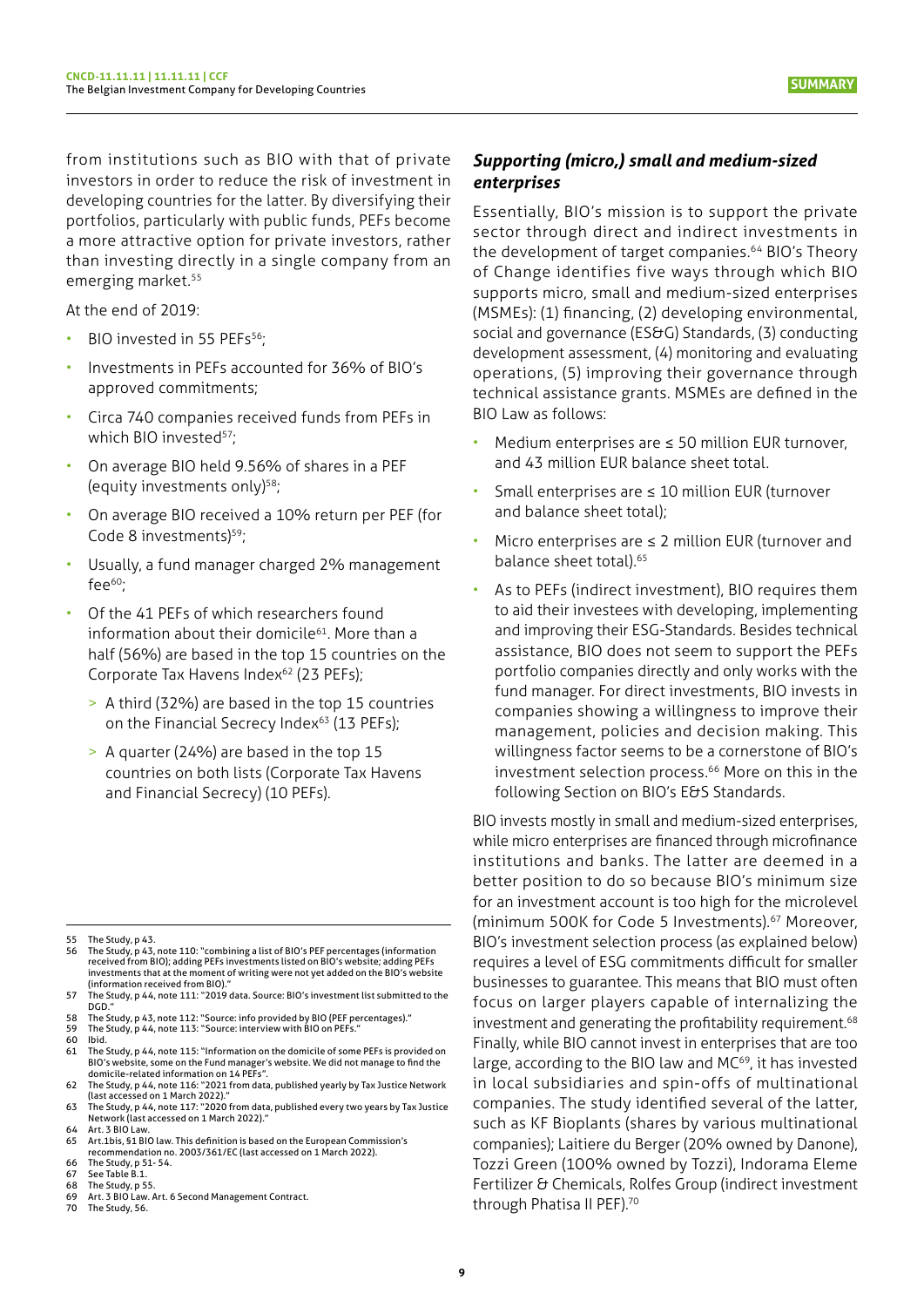from institutions such as BIO with that of private investors in order to reduce the risk of investment in developing countries for the latter. By diversifying their portfolios, particularly with public funds, PEFs become a more attractive option for private investors, rather than investing directly in a single company from an emerging market.[55]

At the end of 2019:

- BIO invested in 55 PEFs[56];
- Investments in PEFs accounted for 36% of BIO's approved commitments;
- Circa 740 companies received funds from PEFs in which BIO invested[57];
- On average BIO held 9.56% of shares in a PEF (equity investments only)[58];
- On average BIO received a 10% return per PEF (for Code 8 investments)[59];
- Usually, a fund manager charged 2% management fee[60];
- Of the 41 PEFs of which researchers found information about their domicile[61]. More than a half (56%) are based in the top 15 countries on the Corporate Tax Havens Index[62] (23 PEFs);
  - > A third (32%) are based in the top 15 countries on the Financial Secrecy Index[63] (13 PEFs);
  - > A quarter (24%) are based in the top 15 countries on both lists (Corporate Tax Havens and Financial Secrecy) (10 PEFs).

### *Supporting (micro,) small and medium-sized enterprises*

Essentially, BIO's mission is to support the private sector through direct and indirect investments in the development of target companies.[64] BIO's Theory of Change identifies five ways through which BIO supports micro, small and medium-sized enterprises (MSMEs): (1) financing, (2) developing environmental, social and governance (ES&G) Standards, (3) conducting development assessment, (4) monitoring and evaluating operations, (5) improving their governance through technical assistance grants. MSMEs are defined in the BIO Law as follows:

- Medium enterprises are ≤ 50 million EUR turnover, and 43 million EUR balance sheet total.
- Small enterprises are ≤ 10 million EUR (turnover and balance sheet total);
- Micro enterprises are ≤ 2 million EUR (turnover and balance sheet total).[65]
- As to PEFs (indirect investment), BIO requires them to aid their investees with developing, implementing and improving their ESG-Standards. Besides technical assistance, BIO does not seem to support the PEFs portfolio companies directly and only works with the fund manager. For direct investments, BIO invests in companies showing a willingness to improve their management, policies and decision making. This willingness factor seems to be a cornerstone of BIO's investment selection process.[66] More on this in the following Section on BIO's E&S Standards.

BIO invests mostly in small and medium-sized enterprises, while micro enterprises are financed through microfinance institutions and banks. The latter are deemed in a better position to do so because BIO's minimum size for an investment account is too high for the microlevel (minimum 500K for Code 5 Investments).[67] Moreover, BIO's investment selection process (as explained below) requires a level of ESG commitments difficult for smaller businesses to guarantee. This means that BIO must often focus on larger players capable of internalizing the investment and generating the profitability requirement.[68] Finally, while BIO cannot invest in enterprises that are too large, according to the BIO law and MC[69], it has invested in local subsidiaries and spin-offs of multinational companies. The study identified several of the latter, such as KF Bioplants (shares by various multinational companies); Laitiere du Berger (20% owned by Danone), Tozzi Green (100% owned by Tozzi), Indorama Eleme Fertilizer & Chemicals, Rolfes Group (indirect investment through Phatisa II PEF).[70]

---

55 The Study, p 43.
56 The Study, p 43, note 110: "combining a list of BIO's PEF percentages (information received from BIO); adding PEFs investments listed on BIO's website; adding PEFs investments that at the moment of writing were not yet added on the BIO's website (information received from BIO)."
57 The Study, p 44, note 111: "2019 data. Source: BIO's investment list submitted to the DGD."
58 The Study, p 43, note 112: "Source: info provided by BIO (PEF percentages)."
59 The Study, p 44, note 113: "Source: interview with BIO on PEFs."
60 Ibid.
61 The Study, p 44, note 115: "Information on the domicile of some PEFs is provided on BIO's website, some on the Fund manager's website. We did not manage to find the domicile-related information on 14 PEFs".
62 The Study, p 44, note 116: "2021 from data, published yearly by Tax Justice Network (last accessed on 1 March 2022)."
63 The Study, p 44, note 117: "2020 from data, published every two years by Tax Justice Network (last accessed on 1 March 2022)."
64 Art. 3 BIO Law.
65 Art.1bis, §1 BIO law. This definition is based on the European Commission's recommendation no. 2003/361/EC (last accessed on 1 March 2022).
66 The Study, p 51- 54.
67 See Table B.1.
68 The Study, p 55.
69 Art. 3 BIO Law. Art. 6 Second Management Contract.
70 The Study, 56.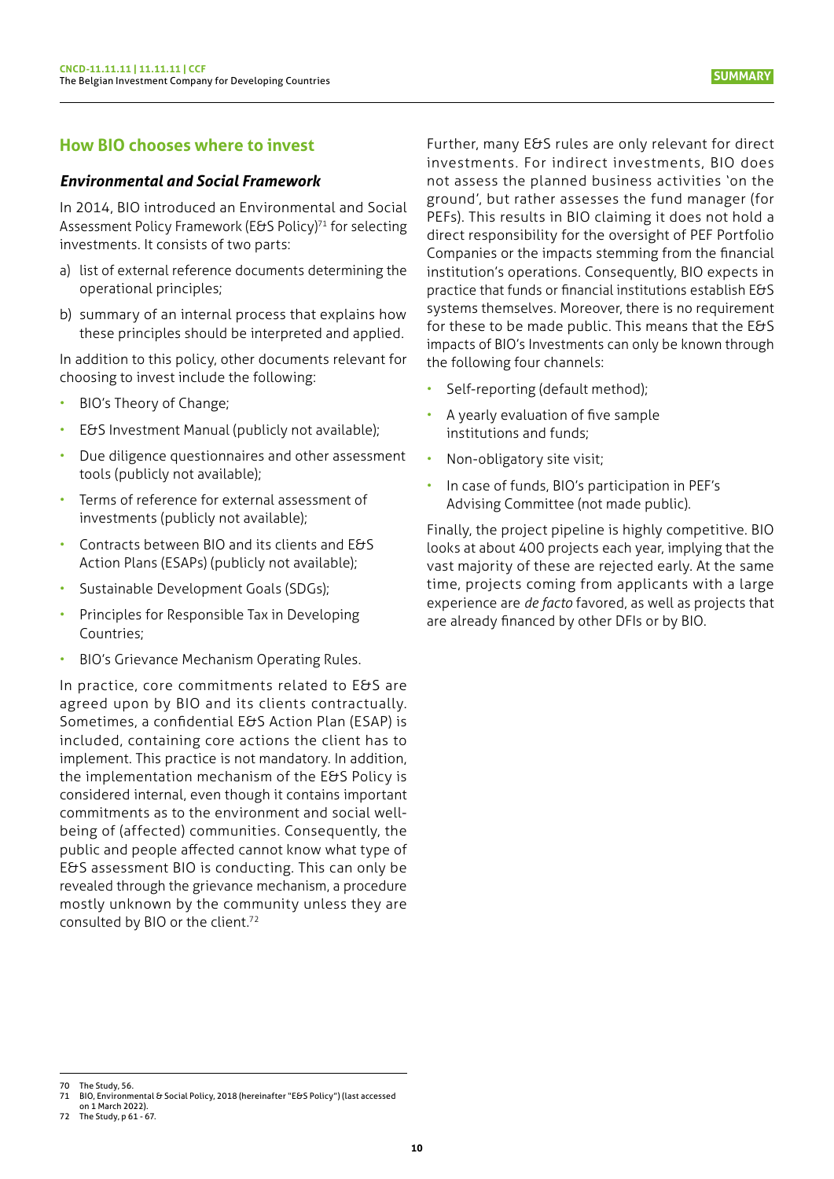## How BIO chooses where to invest

### *Environmental and Social Framework*

In 2014, BIO introduced an Environmental and Social Assessment Policy Framework (E&S Policy)[71] for selecting investments. It consists of two parts:

a) list of external reference documents determining the operational principles;

b) summary of an internal process that explains how these principles should be interpreted and applied.

In addition to this policy, other documents relevant for choosing to invest include the following:

- BIO's Theory of Change;
- E&S Investment Manual (publicly not available);
- Due diligence questionnaires and other assessment tools (publicly not available);
- Terms of reference for external assessment of investments (publicly not available);
- Contracts between BIO and its clients and E&S Action Plans (ESAPs) (publicly not available);
- Sustainable Development Goals (SDGs);
- Principles for Responsible Tax in Developing Countries;
- BIO's Grievance Mechanism Operating Rules.

In practice, core commitments related to E&S are agreed upon by BIO and its clients contractually. Sometimes, a confidential E&S Action Plan (ESAP) is included, containing core actions the client has to implement. This practice is not mandatory. In addition, the implementation mechanism of the E&S Policy is considered internal, even though it contains important commitments as to the environment and social well-being of (affected) communities. Consequently, the public and people affected cannot know what type of E&S assessment BIO is conducting. This can only be revealed through the grievance mechanism, a procedure mostly unknown by the community unless they are consulted by BIO or the client.[72]

Further, many E&S rules are only relevant for direct investments. For indirect investments, BIO does not assess the planned business activities 'on the ground', but rather assesses the fund manager (for PEFs). This results in BIO claiming it does not hold a direct responsibility for the oversight of PEF Portfolio Companies or the impacts stemming from the financial institution's operations. Consequently, BIO expects in practice that funds or financial institutions establish E&S systems themselves. Moreover, there is no requirement for these to be made public. This means that the E&S impacts of BIO's Investments can only be known through the following four channels:

- Self-reporting (default method);
- A yearly evaluation of five sample institutions and funds;
- Non-obligatory site visit;
- In case of funds, BIO's participation in PEF's Advising Committee (not made public).

Finally, the project pipeline is highly competitive. BIO looks at about 400 projects each year, implying that the vast majority of these are rejected early. At the same time, projects coming from applicants with a large experience are *de facto* favored, as well as projects that are already financed by other DFIs or by BIO.

---

70 The Study, 56.
71 BIO, Environmental & Social Policy, 2018 (hereinafter "E&S Policy") (last accessed on 1 March 2022).
72 The Study, p 61 - 67.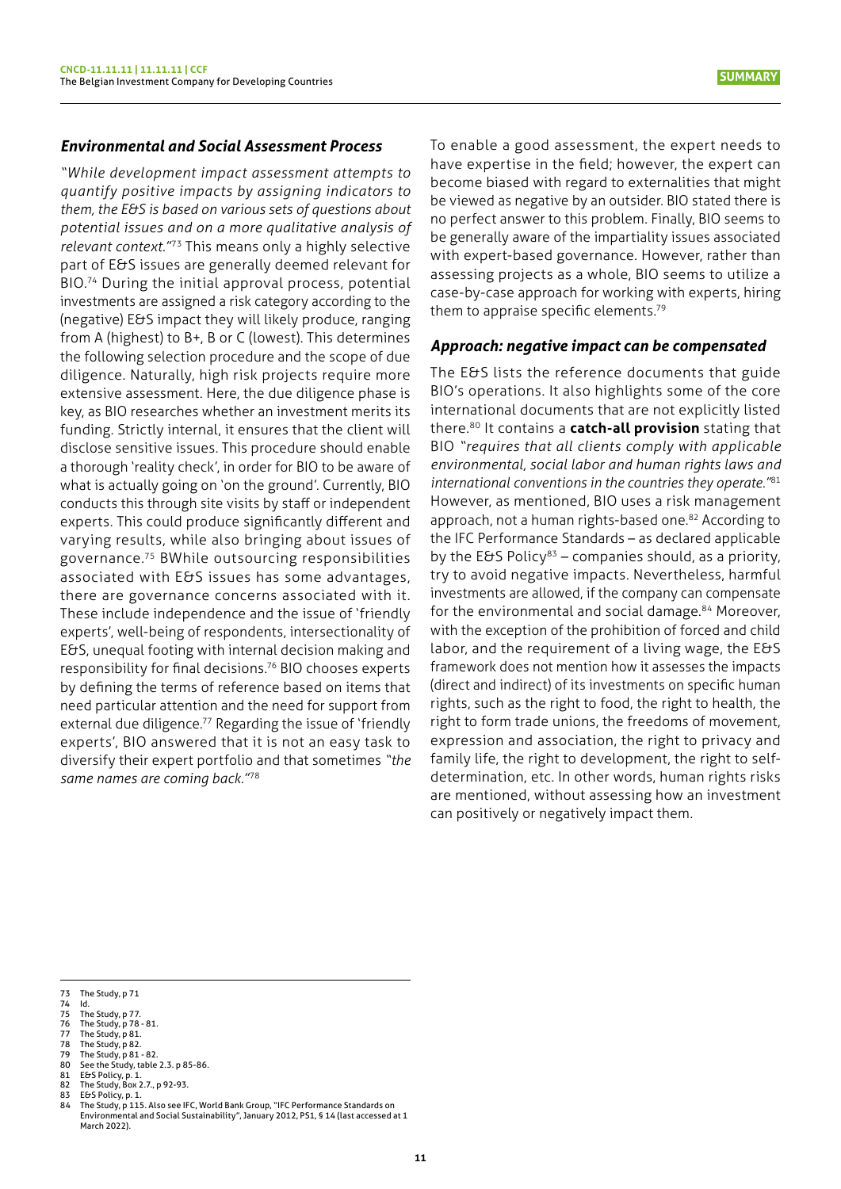### *Environmental and Social Assessment Process*

*"While development impact assessment attempts to quantify positive impacts by assigning indicators to them, the E&S is based on various sets of questions about potential issues and on a more qualitative analysis of relevant context."*[73] This means only a highly selective part of E&S issues are generally deemed relevant for BIO.[74] During the initial approval process, potential investments are assigned a risk category according to the (negative) E&S impact they will likely produce, ranging from A (highest) to B+, B or C (lowest). This determines the following selection procedure and the scope of due diligence. Naturally, high risk projects require more extensive assessment. Here, the due diligence phase is key, as BIO researches whether an investment merits its funding. Strictly internal, it ensures that the client will disclose sensitive issues. This procedure should enable a thorough 'reality check', in order for BIO to be aware of what is actually going on 'on the ground'. Currently, BIO conducts this through site visits by staff or independent experts. This could produce significantly different and varying results, while also bringing about issues of governance.[75] BWhile outsourcing responsibilities associated with E&S issues has some advantages, there are governance concerns associated with it. These include independence and the issue of 'friendly experts', well-being of respondents, intersectionality of E&S, unequal footing with internal decision making and responsibility for final decisions.[76] BIO chooses experts by defining the terms of reference based on items that need particular attention and the need for support from external due diligence.[77] Regarding the issue of 'friendly experts', BIO answered that it is not an easy task to diversify their expert portfolio and that sometimes *"the same names are coming back."*[78]

To enable a good assessment, the expert needs to have expertise in the field; however, the expert can become biased with regard to externalities that might be viewed as negative by an outsider. BIO stated there is no perfect answer to this problem. Finally, BIO seems to be generally aware of the impartiality issues associated with expert-based governance. However, rather than assessing projects as a whole, BIO seems to utilize a case-by-case approach for working with experts, hiring them to appraise specific elements.[79]

### *Approach: negative impact can be compensated*

The E&S lists the reference documents that guide BIO's operations. It also highlights some of the core international documents that are not explicitly listed there.[80] It contains a **catch-all provision** stating that BIO *"requires that all clients comply with applicable environmental, social labor and human rights laws and international conventions in the countries they operate."*[81] However, as mentioned, BIO uses a risk management approach, not a human rights-based one.[82] According to the IFC Performance Standards – as declared applicable by the E&S Policy[83] – companies should, as a priority, try to avoid negative impacts. Nevertheless, harmful investments are allowed, if the company can compensate for the environmental and social damage.[84] Moreover, with the exception of the prohibition of forced and child labor, and the requirement of a living wage, the E&S framework does not mention how it assesses the impacts (direct and indirect) of its investments on specific human rights, such as the right to food, the right to health, the right to form trade unions, the freedoms of movement, expression and association, the right to privacy and family life, the right to development, the right to self-determination, etc. In other words, human rights risks are mentioned, without assessing how an investment can positively or negatively impact them.

---

73 The Study, p 71
74 Id.
75 The Study, p 77.
76 The Study, p 78 - 81.
77 The Study, p 81.
78 The Study, p 82.
79 The Study, p 81 - 82.
80 See the Study, table 2.3. p 85-86.
81 E&S Policy, p. 1.
82 The Study, Box 2.7., p 92-93.
83 E&S Policy, p. 1.
84 The Study, p 115. Also see IFC, World Bank Group, "IFC Performance Standards on Environmental and Social Sustainability", January 2012, PS1, § 14 (last accessed at 1 March 2022).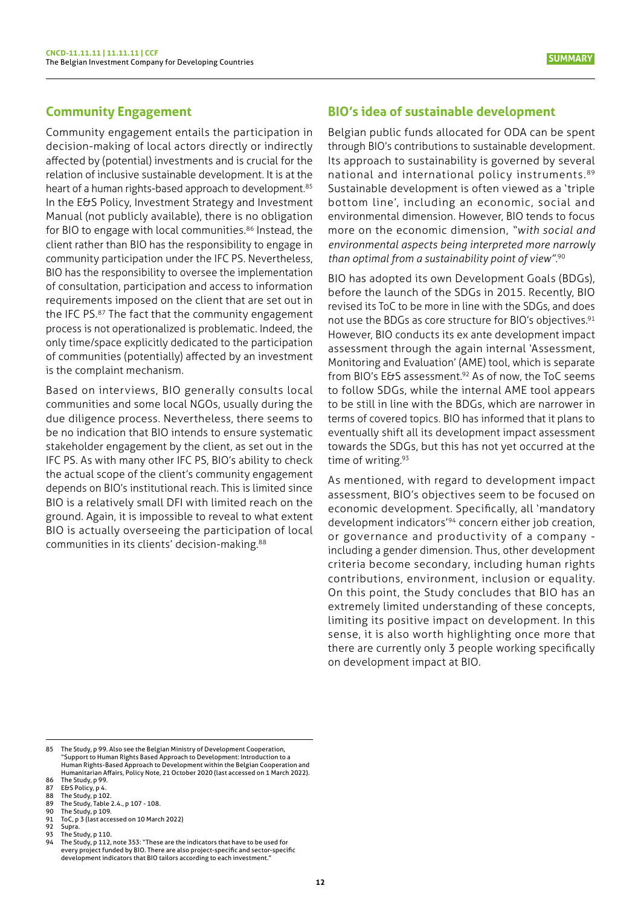## Community Engagement

Community engagement entails the participation in decision-making of local actors directly or indirectly affected by (potential) investments and is crucial for the relation of inclusive sustainable development. It is at the heart of a human rights-based approach to development.[85] In the E&S Policy, Investment Strategy and Investment Manual (not publicly available), there is no obligation for BIO to engage with local communities.[86] Instead, the client rather than BIO has the responsibility to engage in community participation under the IFC PS. Nevertheless, BIO has the responsibility to oversee the implementation of consultation, participation and access to information requirements imposed on the client that are set out in the IFC PS.[87] The fact that the community engagement process is not operationalized is problematic. Indeed, the only time/space explicitly dedicated to the participation of communities (potentially) affected by an investment is the complaint mechanism.

Based on interviews, BIO generally consults local communities and some local NGOs, usually during the due diligence process. Nevertheless, there seems to be no indication that BIO intends to ensure systematic stakeholder engagement by the client, as set out in the IFC PS. As with many other IFC PS, BIO's ability to check the actual scope of the client's community engagement depends on BIO's institutional reach. This is limited since BIO is a relatively small DFI with limited reach on the ground. Again, it is impossible to reveal to what extent BIO is actually overseeing the participation of local communities in its clients' decision-making.[88]

## BIO's idea of sustainable development

Belgian public funds allocated for ODA can be spent through BIO's contributions to sustainable development. Its approach to sustainability is governed by several national and international policy instruments.[89] Sustainable development is often viewed as a 'triple bottom line', including an economic, social and environmental dimension. However, BIO tends to focus more on the economic dimension, *"with social and environmental aspects being interpreted more narrowly than optimal from a sustainability point of view"*.[90]

BIO has adopted its own Development Goals (BDGs), before the launch of the SDGs in 2015. Recently, BIO revised its ToC to be more in line with the SDGs, and does not use the BDGs as core structure for BIO's objectives.[91] However, BIO conducts its ex ante development impact assessment through the again internal 'Assessment, Monitoring and Evaluation' (AME) tool, which is separate from BIO's E&S assessment.[92] As of now, the ToC seems to follow SDGs, while the internal AME tool appears to be still in line with the BDGs, which are narrower in terms of covered topics. BIO has informed that it plans to eventually shift all its development impact assessment towards the SDGs, but this has not yet occurred at the time of writing.[93]

As mentioned, with regard to development impact assessment, BIO's objectives seem to be focused on economic development. Specifically, all 'mandatory development indicators'[94] concern either job creation, or governance and productivity of a company - including a gender dimension. Thus, other development criteria become secondary, including human rights contributions, environment, inclusion or equality. On this point, the Study concludes that BIO has an extremely limited understanding of these concepts, limiting its positive impact on development. In this sense, it is also worth highlighting once more that there are currently only 3 people working specifically on development impact at BIO.

---

85 The Study, p 99. Also see the Belgian Ministry of Development Cooperation, "Support to Human Rights Based Approach to Development: Introduction to a Human Rights-Based Approach to Development within the Belgian Cooperation and Humanitarian Affairs, Policy Note, 21 October 2020 (last accessed on 1 March 2022).
86 The Study, p 99.
87 E&S Policy, p 4.
88 The Study, p 102.
89 The Study, Table 2.4., p 107 - 108.
90 The Study, p 109.
91 ToC, p 3 (last accessed on 10 March 2022)
92 Supra.
93 The Study, p 110.
94 The Study, p 112, note 353: "These are the indicators that have to be used for every project funded by BIO. There are also project-specific and sector-specific development indicators that BIO tailors according to each investment."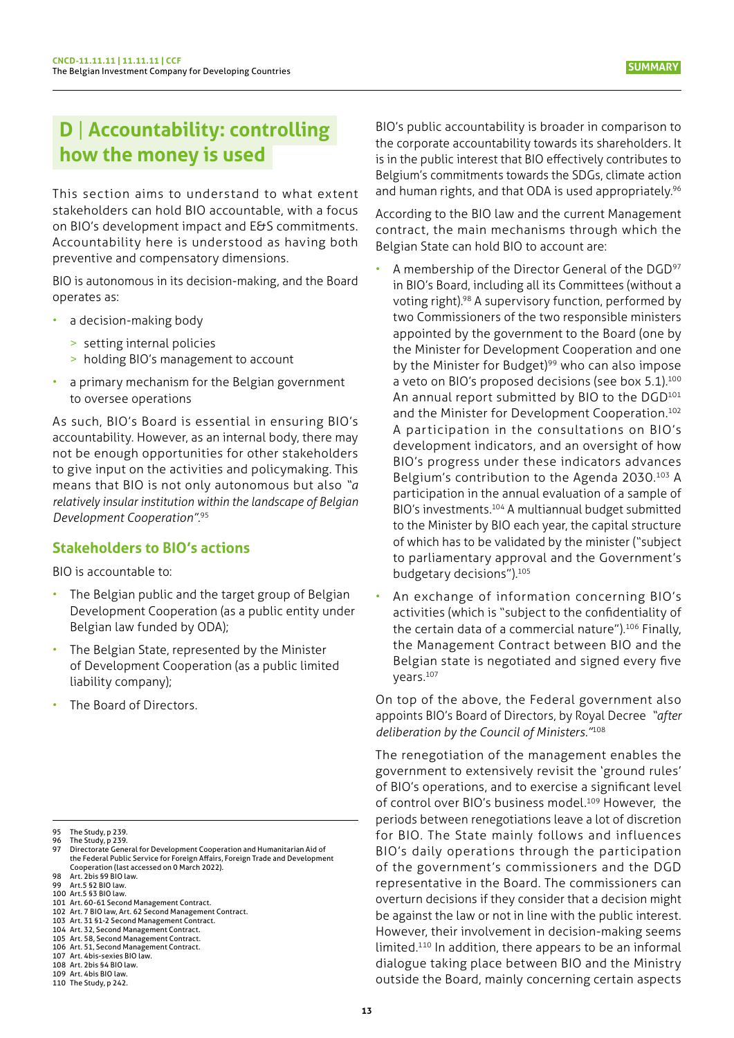## D | Accountability: controlling how the money is used

This section aims to understand to what extent stakeholders can hold BIO accountable, with a focus on BIO's development impact and E&S commitments. Accountability here is understood as having both preventive and compensatory dimensions.

BIO is autonomous in its decision-making, and the Board operates as:

- a decision-making body
  - setting internal policies
  - holding BIO's management to account
- a primary mechanism for the Belgian government to oversee operations

As such, BIO's Board is essential in ensuring BIO's accountability. However, as an internal body, there may not be enough opportunities for other stakeholders to give input on the activities and policymaking. This means that BIO is not only autonomous but also *"a relatively insular institution within the landscape of Belgian Development Cooperation"*.[95]

### Stakeholders to BIO's actions

BIO is accountable to:

- The Belgian public and the target group of Belgian Development Cooperation (as a public entity under Belgian law funded by ODA);
- The Belgian State, represented by the Minister of Development Cooperation (as a public limited liability company);
- The Board of Directors.

BIO's public accountability is broader in comparison to the corporate accountability towards its shareholders. It is in the public interest that BIO effectively contributes to Belgium's commitments towards the SDGs, climate action and human rights, and that ODA is used appropriately.[96]

According to the BIO law and the current Management contract, the main mechanisms through which the Belgian State can hold BIO to account are:

- A membership of the Director General of the DGD[97] in BIO's Board, including all its Committees (without a voting right).[98] A supervisory function, performed by two Commissioners of the two responsible ministers appointed by the government to the Board (one by the Minister for Development Cooperation and one by the Minister for Budget)[99] who can also impose a veto on BIO's proposed decisions (see box 5.1).[100] An annual report submitted by BIO to the DGD[101] and the Minister for Development Cooperation.[102] A participation in the consultations on BIO's development indicators, and an oversight of how BIO's progress under these indicators advances Belgium's contribution to the Agenda 2030.[103] A participation in the annual evaluation of a sample of BIO's investments.[104] A multiannual budget submitted to the Minister by BIO each year, the capital structure of which has to be validated by the minister ("subject to parliamentary approval and the Government's budgetary decisions").[105]
- An exchange of information concerning BIO's activities (which is "subject to the confidentiality of the certain data of a commercial nature").[106] Finally, the Management Contract between BIO and the Belgian state is negotiated and signed every five years.[107]

On top of the above, the Federal government also appoints BIO's Board of Directors, by Royal Decree *"after deliberation by the Council of Ministers."*[108]

The renegotiation of the management enables the government to extensively revisit the 'ground rules' of BIO's operations, and to exercise a significant level of control over BIO's business model.[109] However, the periods between renegotiations leave a lot of discretion for BIO. The State mainly follows and influences BIO's daily operations through the participation of the government's commissioners and the DGD representative in the Board. The commissioners can overturn decisions if they consider that a decision might be against the law or not in line with the public interest. However, their involvement in decision-making seems limited.[110] In addition, there appears to be an informal dialogue taking place between BIO and the Ministry outside the Board, mainly concerning certain aspects

---

95 The Study, p 239.
96 The Study, p 239.
97 Directorate General for Development Cooperation and Humanitarian Aid of the Federal Public Service for Foreign Affairs, Foreign Trade and Development Cooperation (last accessed on 0 March 2022).
98 Art. 2bis §9 BIO law.
99 Art.5 §2 BIO law.
100 Art.5 §3 BIO law.
101 Art. 60-61 Second Management Contract.
102 Art. 7 BIO law, Art. 62 Second Management Contract.
103 Art. 31 §1-2 Second Management Contract.
104 Art. 32, Second Management Contract.
105 Art. 58, Second Management Contract.
106 Art. 51, Second Management Contract.
107 Art. 4bis-sexies BIO law.
108 Art. 2bis §4 BIO law.
109 Art. 4bis BIO law.
110 The Study, p 242.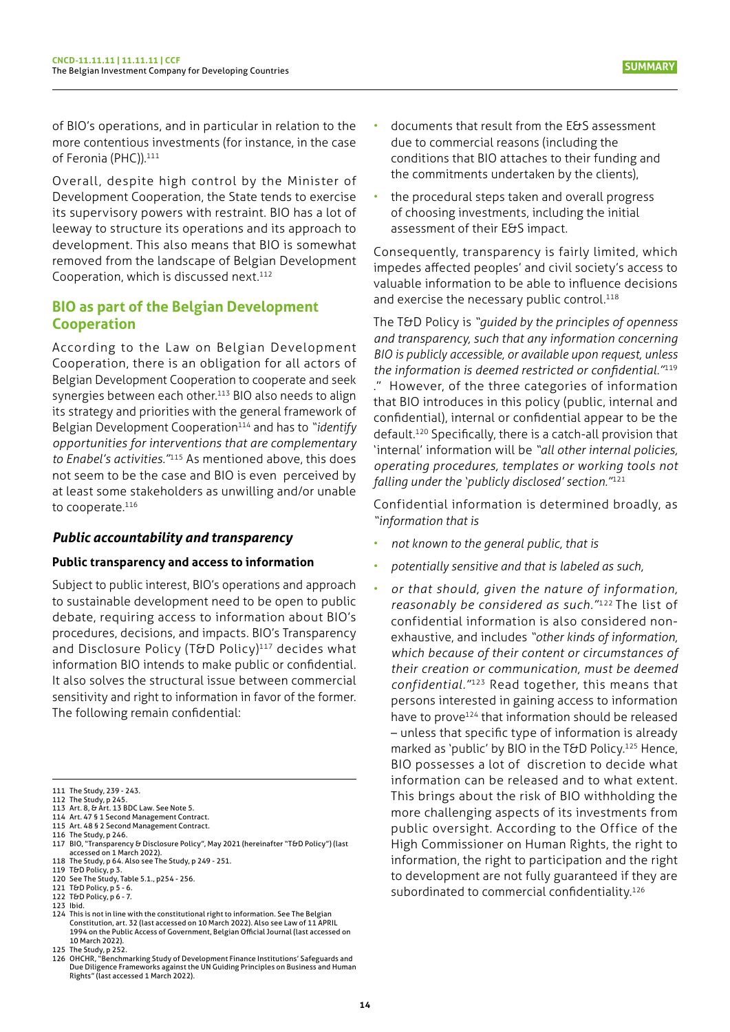of BIO's operations, and in particular in relation to the more contentious investments (for instance, in the case of Feronia (PHC)).[111]

Overall, despite high control by the Minister of Development Cooperation, the State tends to exercise its supervisory powers with restraint. BIO has a lot of leeway to structure its operations and its approach to development. This also means that BIO is somewhat removed from the landscape of Belgian Development Cooperation, which is discussed next.[112]

## BIO as part of the Belgian Development Cooperation

According to the Law on Belgian Development Cooperation, there is an obligation for all actors of Belgian Development Cooperation to cooperate and seek synergies between each other.[113] BIO also needs to align its strategy and priorities with the general framework of Belgian Development Cooperation[114] and has to *"identify opportunities for interventions that are complementary to Enabel's activities."*[115] As mentioned above, this does not seem to be the case and BIO is even perceived by at least some stakeholders as unwilling and/or unable to cooperate.[116]

### *Public accountability and transparency*

#### Public transparency and access to information

Subject to public interest, BIO's operations and approach to sustainable development need to be open to public debate, requiring access to information about BIO's procedures, decisions, and impacts. BIO's Transparency and Disclosure Policy (T&D Policy)[117] decides what information BIO intends to make public or confidential. It also solves the structural issue between commercial sensitivity and right to information in favor of the former. The following remain confidential:

- documents that result from the E&S assessment due to commercial reasons (including the conditions that BIO attaches to their funding and the commitments undertaken by the clients),
- the procedural steps taken and overall progress of choosing investments, including the initial assessment of their E&S impact.

Consequently, transparency is fairly limited, which impedes affected peoples' and civil society's access to valuable information to be able to influence decisions and exercise the necessary public control.[118]

The T&D Policy is *"guided by the principles of openness and transparency, such that any information concerning BIO is publicly accessible, or available upon request, unless the information is deemed restricted or confidential."*[119] ." However, of the three categories of information that BIO introduces in this policy (public, internal and confidential), internal or confidential appear to be the default.[120] Specifically, there is a catch-all provision that 'internal' information will be *"all other internal policies, operating procedures, templates or working tools not falling under the 'publicly disclosed' section."*[121]

Confidential information is determined broadly, as *"information that is*

- *not known to the general public, that is*
- *potentially sensitive and that is labeled as such,*
- *or that should, given the nature of information, reasonably be considered as such."*[122] The list of confidential information is also considered non-exhaustive, and includes *"other kinds of information, which because of their content or circumstances of their creation or communication, must be deemed confidential."*[123] Read together, this means that persons interested in gaining access to information have to prove[124] that information should be released – unless that specific type of information is already marked as 'public' by BIO in the T&D Policy.[125] Hence, BIO possesses a lot of discretion to decide what information can be released and to what extent. This brings about the risk of BIO withholding the more challenging aspects of its investments from public oversight. According to the Office of the High Commissioner on Human Rights, the right to information, the right to participation and the right to development are not fully guaranteed if they are subordinated to commercial confidentiality.[126]

---

111 The Study, 239 - 243.
112 The Study, p 245.
113 Art. 8, & Art. 13 BDC Law. See Note 5.
114 Art. 47 § 1 Second Management Contract.
115 Art. 48 § 2 Second Management Contract.
116 The Study, p 246.
117 BIO, "Transparency & Disclosure Policy", May 2021 (hereinafter "T&D Policy") (last accessed on 1 March 2022).
118 The Study, p 64. Also see The Study, p 249 - 251.
119 T&D Policy, p 3.
120 See The Study, Table 5.1., p254 - 256.
121 T&D Policy, p 5 - 6.
122 T&D Policy, p 6 - 7.
123 Ibid.
124 This is not in line with the constitutional right to information. See The Belgian Constitution, art. 32 (last accessed on 10 March 2022). Also see Law of 11 APRIL 1994 on the Public Access of Government, Belgian Official Journal (last accessed on 10 March 2022).
125 The Study, p 252.
126 OHCHR, "Benchmarking Study of Development Finance Institutions' Safeguards and Due Diligence Frameworks against the UN Guiding Principles on Business and Human Rights" (last accessed 1 March 2022).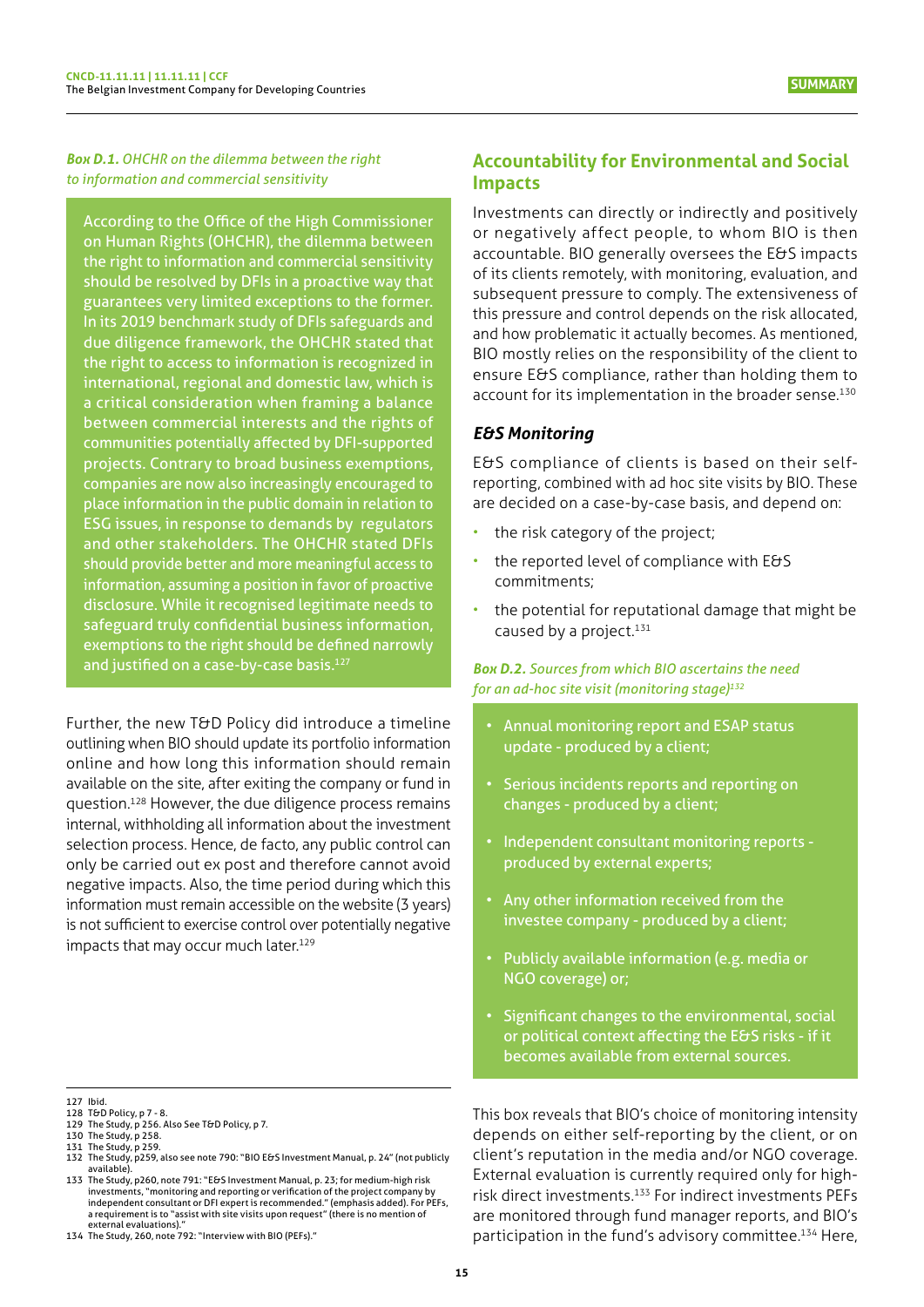*Box D.1. OHCHR on the dilemma between the right to information and commercial sensitivity*

According to the Office of the High Commissioner on Human Rights (OHCHR), the dilemma between the right to information and commercial sensitivity should be resolved by DFIs in a proactive way that guarantees very limited exceptions to the former. In its 2019 benchmark study of DFIs safeguards and due diligence framework, the OHCHR stated that the right to access to information is recognized in international, regional and domestic law, which is a critical consideration when framing a balance between commercial interests and the rights of communities potentially affected by DFI-supported projects. Contrary to broad business exemptions, companies are now also increasingly encouraged to place information in the public domain in relation to ESG issues, in response to demands by regulators and other stakeholders. The OHCHR stated DFIs should provide better and more meaningful access to information, assuming a position in favor of proactive disclosure. While it recognised legitimate needs to safeguard truly confidential business information, exemptions to the right should be defined narrowly and justified on a case-by-case basis.[127]

Further, the new T&D Policy did introduce a timeline outlining when BIO should update its portfolio information online and how long this information should remain available on the site, after exiting the company or fund in question.[128] However, the due diligence process remains internal, withholding all information about the investment selection process. Hence, de facto, any public control can only be carried out ex post and therefore cannot avoid negative impacts. Also, the time period during which this information must remain accessible on the website (3 years) is not sufficient to exercise control over potentially negative impacts that may occur much later.[129]

## Accountability for Environmental and Social Impacts

Investments can directly or indirectly and positively or negatively affect people, to whom BIO is then accountable. BIO generally oversees the E&S impacts of its clients remotely, with monitoring, evaluation, and subsequent pressure to comply. The extensiveness of this pressure and control depends on the risk allocated, and how problematic it actually becomes. As mentioned, BIO mostly relies on the responsibility of the client to ensure E&S compliance, rather than holding them to account for its implementation in the broader sense.[130]

### *E&S Monitoring*

E&S compliance of clients is based on their self-reporting, combined with ad hoc site visits by BIO. These are decided on a case-by-case basis, and depend on:

- the risk category of the project;
- the reported level of compliance with E&S commitments;
- the potential for reputational damage that might be caused by a project.[131]

*Box D.2. Sources from which BIO ascertains the need for an ad-hoc site visit (monitoring stage)*[132]

- Annual monitoring report and ESAP status update - produced by a client;
- Serious incidents reports and reporting on changes - produced by a client;
- Independent consultant monitoring reports - produced by external experts;
- Any other information received from the investee company - produced by a client;
- Publicly available information (e.g. media or NGO coverage) or;
- Significant changes to the environmental, social or political context affecting the E&S risks - if it becomes available from external sources.

This box reveals that BIO's choice of monitoring intensity depends on either self-reporting by the client, or on client's reputation in the media and/or NGO coverage. External evaluation is currently required only for high-risk direct investments.[133] For indirect investments PEFs are monitored through fund manager reports, and BIO's participation in the fund's advisory committee.[134] Here,

---

127 Ibid.
128 T&D Policy, p 7 - 8.
129 The Study, p 256. Also See T&D Policy, p 7.
130 The Study, p 258.
131 The Study, p 259.
132 The Study, p259, also see note 790: "BIO E&S Investment Manual, p. 24" (not publicly available).
133 The Study, p260, note 791: "E&S Investment Manual, p. 23; for medium-high risk investments, "monitoring and reporting or verification of the project company by independent consultant or DFI expert is recommended." (emphasis added). For PEFs, a requirement is to "assist with site visits upon request" (there is no mention of external evaluations)."
134 The Study, 260, note 792: "Interview with BIO (PEFs)."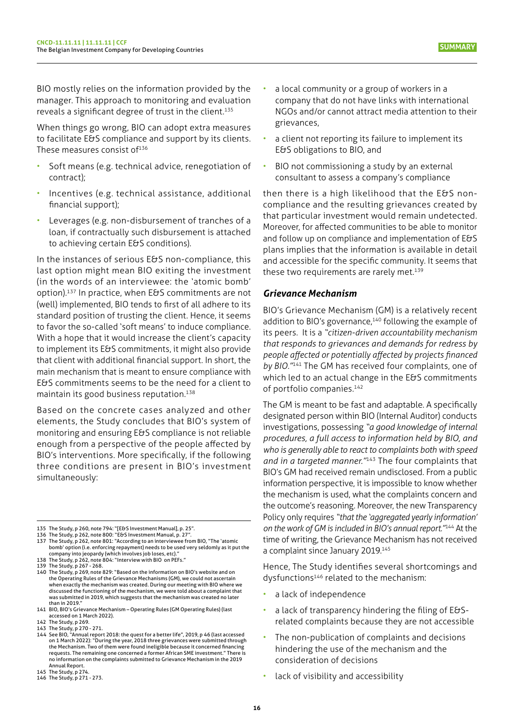BIO mostly relies on the information provided by the manager. This approach to monitoring and evaluation reveals a significant degree of trust in the client.[135]

When things go wrong, BIO can adopt extra measures to facilitate E&S compliance and support by its clients. These measures consist of[136]

- Soft means (e.g. technical advice, renegotiation of contract);
- Incentives (e.g. technical assistance, additional financial support);
- Leverages (e.g. non-disbursement of tranches of a loan, if contractually such disbursement is attached to achieving certain E&S conditions).

In the instances of serious E&S non-compliance, this last option might mean BIO exiting the investment (in the words of an interviewee: the 'atomic bomb' option).[137] In practice, when E&S commitments are not (well) implemented, BIO tends to first of all adhere to its standard position of trusting the client. Hence, it seems to favor the so-called 'soft means' to induce compliance. With a hope that it would increase the client's capacity to implement its E&S commitments, it might also provide that client with additional financial support. In short, the main mechanism that is meant to ensure compliance with E&S commitments seems to be the need for a client to maintain its good business reputation.[138]

Based on the concrete cases analyzed and other elements, the Study concludes that BIO's system of monitoring and ensuring E&S compliance is not reliable enough from a perspective of the people affected by BIO's interventions. More specifically, if the following three conditions are present in BIO's investment simultaneously:

- a local community or a group of workers in a company that do not have links with international NGOs and/or cannot attract media attention to their grievances,
- a client not reporting its failure to implement its E&S obligations to BIO, and
- BIO not commissioning a study by an external consultant to assess a company's compliance

then there is a high likelihood that the E&S non-compliance and the resulting grievances created by that particular investment would remain undetected. Moreover, for affected communities to be able to monitor and follow up on compliance and implementation of E&S plans implies that the information is available in detail and accessible for the specific community. It seems that these two requirements are rarely met.[139]

### *Grievance Mechanism*

BIO's Grievance Mechanism (GM) is a relatively recent addition to BIO's governance,[140] following the example of its peers. It is a *"citizen-driven accountability mechanism that responds to grievances and demands for redress by people affected or potentially affected by projects financed by BIO."*[141] The GM has received four complaints, one of which led to an actual change in the E&S commitments of portfolio companies.[142]

The GM is meant to be fast and adaptable. A specifically designated person within BIO (Internal Auditor) conducts investigations, possessing *"a good knowledge of internal procedures, a full access to information held by BIO, and who is generally able to react to complaints both with speed and in a targeted manner."*[143] The four complaints that BIO's GM had received remain undisclosed. From a public information perspective, it is impossible to know whether the mechanism is used, what the complaints concern and the outcome's reasoning. Moreover, the new Transparency Policy only requires *"that the 'aggregated yearly information' on the work of GM is included in BIO's annual report."*[144] At the time of writing, the Grievance Mechanism has not received a complaint since January 2019.[145]

Hence, The Study identifies several shortcomings and dysfunctions[146] related to the mechanism:

- a lack of independence
- a lack of transparency hindering the filing of E&S-related complaints because they are not accessible
- The non-publication of complaints and decisions hindering the use of the mechanism and the consideration of decisions
- lack of visibility and accessibility

---

135 The Study, p 260, note 794: "[E&S Investment Manual], p. 25".
136 The Study, p 262, note 800: "E&S Investment Manual, p. 27".
137 The Study, p 262, note 801: "According to an interviewee from BIO, "The 'atomic bomb' option (i.e. enforcing repayment) needs to be used very seldomly as it put the company into jeopardy (which involves job loses, etc)."
138 The Study, p 262, note 804: "Interview with BIO on PEFs."
139 The Study, p 267 - 268.
140 The Study, p 269, note 829: "Based on the information on BIO's website and on the Operating Rules of the Grievance Mechanisms (GM), we could not ascertain when exactly the mechanism was created. During our meeting with BIO where we discussed the functioning of the mechanism, we were told about a complaint that was submitted in 2019, which suggests that the mechanism was created no later than in 2019."
141 BIO, BIO's Grievance Mechanism – Operating Rules (GM Operating Rules) (last accessed on 1 March 2022).
142 The Study, p 269.
143 The Study, p 270 - 271.
144 See BIO, "Annual report 2018: the quest for a better life", 2019, p 46 (last accessed on 1 March 2022): "During the year, 2018 three grievances were submitted through the Mechanism. Two of them were found ineligible because it concerned financing requests. The remaining one concerned a former African SME investment." There is no information on the complaints submitted to Grievance Mechanism in the 2019 Annual Report.
145 The Study, p 274.
146 The Study, p 271 - 273.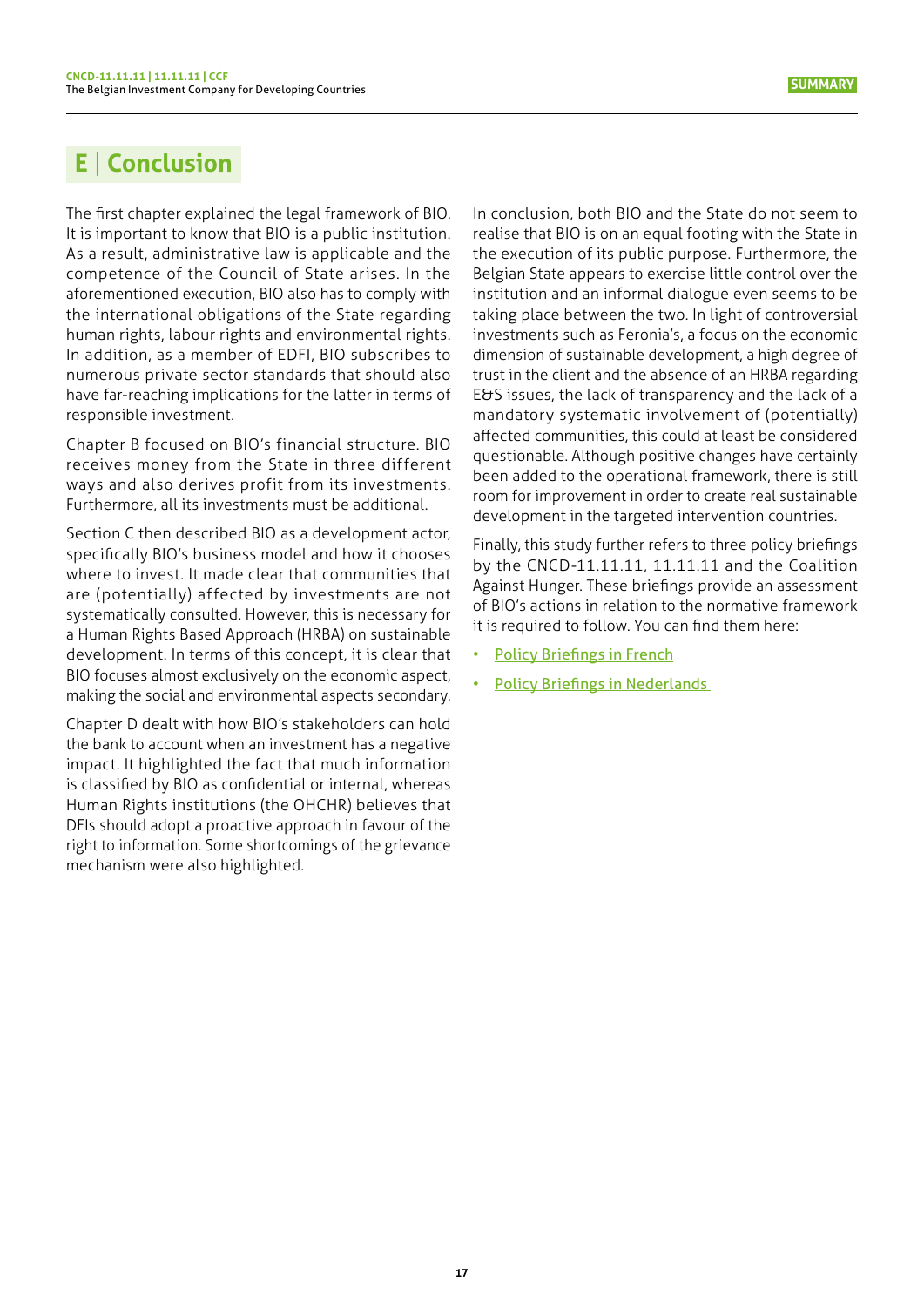## E | Conclusion

The first chapter explained the legal framework of BIO. It is important to know that BIO is a public institution. As a result, administrative law is applicable and the competence of the Council of State arises. In the aforementioned execution, BIO also has to comply with the international obligations of the State regarding human rights, labour rights and environmental rights. In addition, as a member of EDFI, BIO subscribes to numerous private sector standards that should also have far-reaching implications for the latter in terms of responsible investment.

Chapter B focused on BIO's financial structure. BIO receives money from the State in three different ways and also derives profit from its investments. Furthermore, all its investments must be additional.

Section C then described BIO as a development actor, specifically BIO's business model and how it chooses where to invest. It made clear that communities that are (potentially) affected by investments are not systematically consulted. However, this is necessary for a Human Rights Based Approach (HRBA) on sustainable development. In terms of this concept, it is clear that BIO focuses almost exclusively on the economic aspect, making the social and environmental aspects secondary.

Chapter D dealt with how BIO's stakeholders can hold the bank to account when an investment has a negative impact. It highlighted the fact that much information is classified by BIO as confidential or internal, whereas Human Rights institutions (the OHCHR) believes that DFIs should adopt a proactive approach in favour of the right to information. Some shortcomings of the grievance mechanism were also highlighted.

In conclusion, both BIO and the State do not seem to realise that BIO is on an equal footing with the State in the execution of its public purpose. Furthermore, the Belgian State appears to exercise little control over the institution and an informal dialogue even seems to be taking place between the two. In light of controversial investments such as Feronia's, a focus on the economic dimension of sustainable development, a high degree of trust in the client and the absence of an HRBA regarding E&S issues, the lack of transparency and the lack of a mandatory systematic involvement of (potentially) affected communities, this could at least be considered questionable. Although positive changes have certainly been added to the operational framework, there is still room for improvement in order to create real sustainable development in the targeted intervention countries.

Finally, this study further refers to three policy briefings by the CNCD-11.11.11, 11.11.11 and the Coalition Against Hunger. These briefings provide an assessment of BIO's actions in relation to the normative framework it is required to follow. You can find them here:

- Policy Briefings in French
- Policy Briefings in Nederlands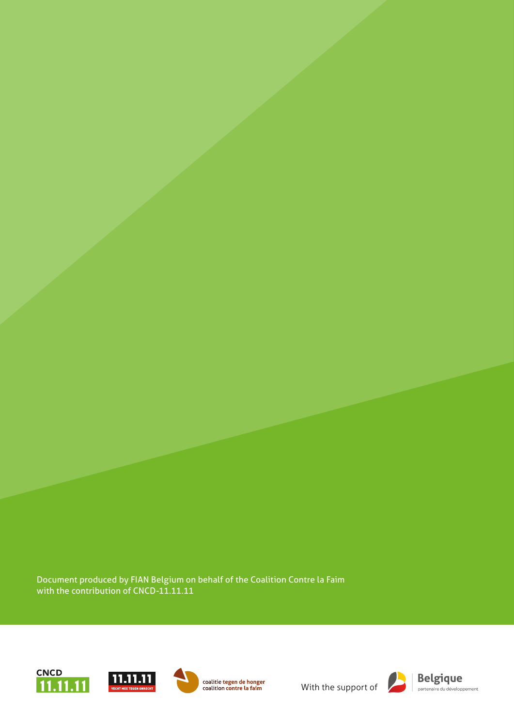Document produced by FIAN Belgium on behalf of the Coalition Contre la Faim with the contribution of CNCD-11.11.11

CNCD 11.11.11

11.11.11 VECHT MEE TEGEN ONRECHT

coalitie tegen de honger
coalition contre la faim

With the support of

Belgique
partenaire du développement